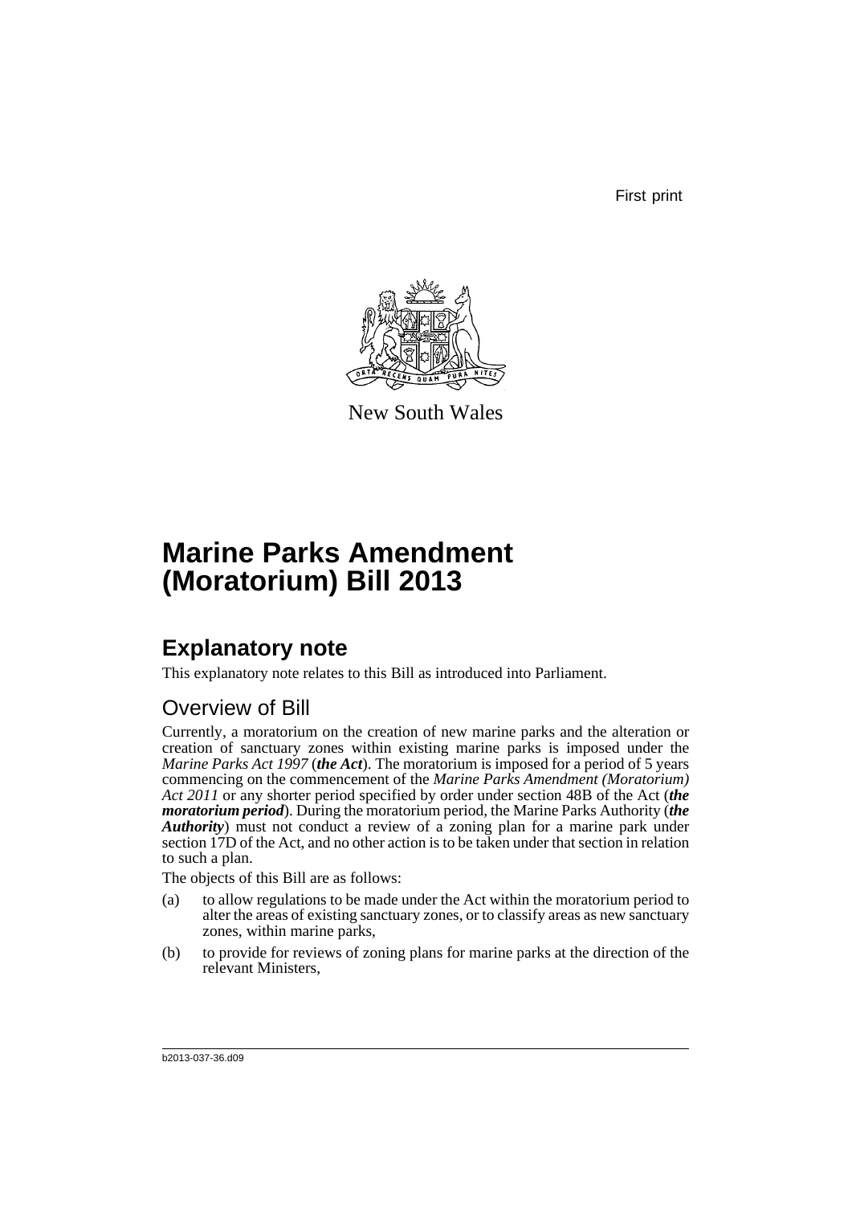First print

New South Wales

# Marine Parks Amendment (Moratorium) Bill 2013

## Explanatory note

This explanatory note relates to this Bill as introduced into Parliament.

### Overview of Bill

Currently, a moratorium on the creation of new marine parks and the alteration or creation of sanctuary zones within existing marine parks is imposed under the *Marine Parks Act 1997* (***the Act***). The moratorium is imposed for a period of 5 years commencing on the commencement of the *Marine Parks Amendment (Moratorium) Act 2011* or any shorter period specified by order under section 48B of the Act (***the moratorium period***). During the moratorium period, the Marine Parks Authority (***the Authority***) must not conduct a review of a zoning plan for a marine park under section 17D of the Act, and no other action is to be taken under that section in relation to such a plan.

The objects of this Bill are as follows:

(a) to allow regulations to be made under the Act within the moratorium period to alter the areas of existing sanctuary zones, or to classify areas as new sanctuary zones, within marine parks,

(b) to provide for reviews of zoning plans for marine parks at the direction of the relevant Ministers,

b2013-037-36.d09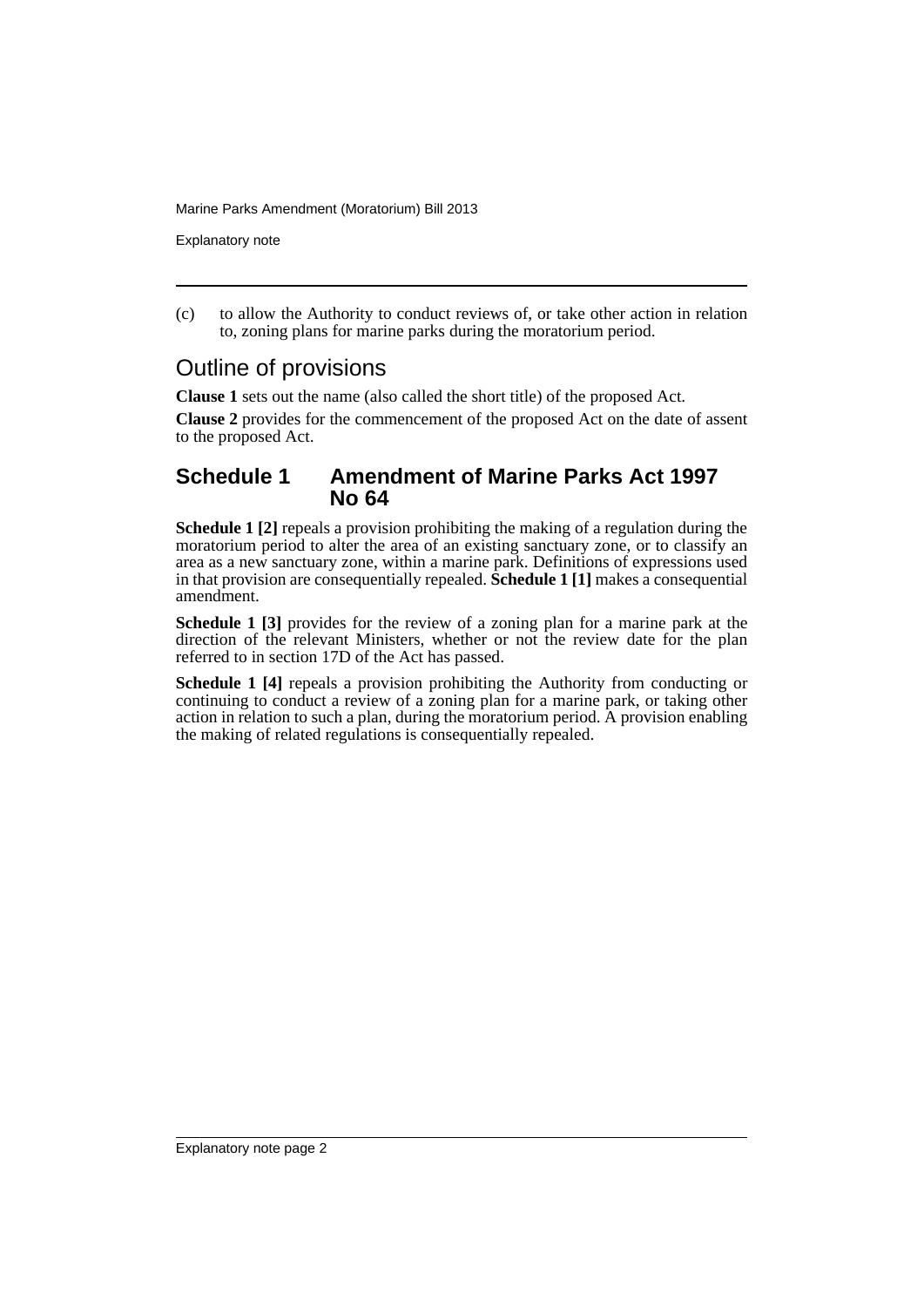(c) to allow the Authority to conduct reviews of, or take other action in relation to, zoning plans for marine parks during the moratorium period.

## Outline of provisions

**Clause 1** sets out the name (also called the short title) of the proposed Act.

**Clause 2** provides for the commencement of the proposed Act on the date of assent to the proposed Act.

### Schedule 1 Amendment of Marine Parks Act 1997 No 64

**Schedule 1 [2]** repeals a provision prohibiting the making of a regulation during the moratorium period to alter the area of an existing sanctuary zone, or to classify an area as a new sanctuary zone, within a marine park. Definitions of expressions used in that provision are consequentially repealed. **Schedule 1 [1]** makes a consequential amendment.

**Schedule 1 [3]** provides for the review of a zoning plan for a marine park at the direction of the relevant Ministers, whether or not the review date for the plan referred to in section 17D of the Act has passed.

**Schedule 1 [4]** repeals a provision prohibiting the Authority from conducting or continuing to conduct a review of a zoning plan for a marine park, or taking other action in relation to such a plan, during the moratorium period. A provision enabling the making of related regulations is consequentially repealed.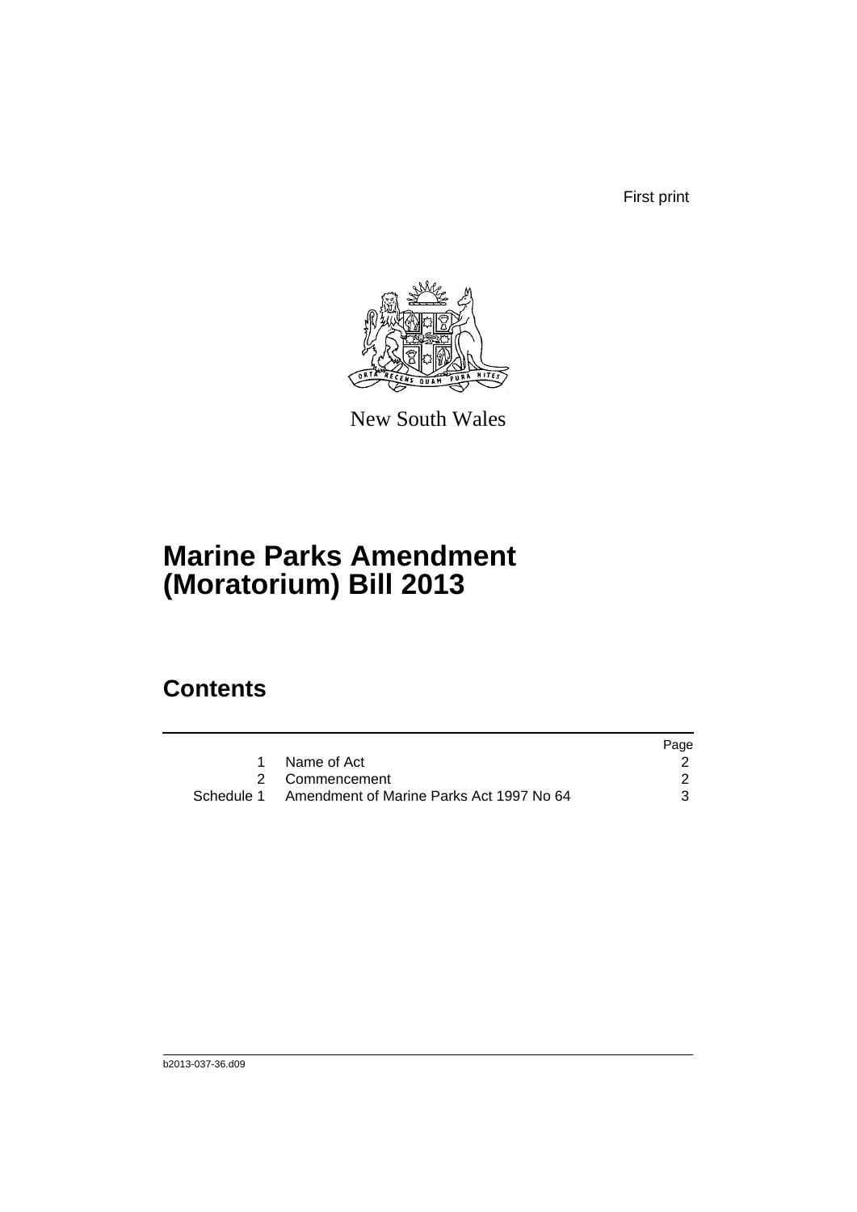First print

New South Wales

# Marine Parks Amendment (Moratorium) Bill 2013

## Contents

| | | Page |
|---|---|---|
| 1 | Name of Act | 2 |
| 2 | Commencement | 2 |
| Schedule 1 | Amendment of Marine Parks Act 1997 No 64 | 3 |

b2013-037-36.d09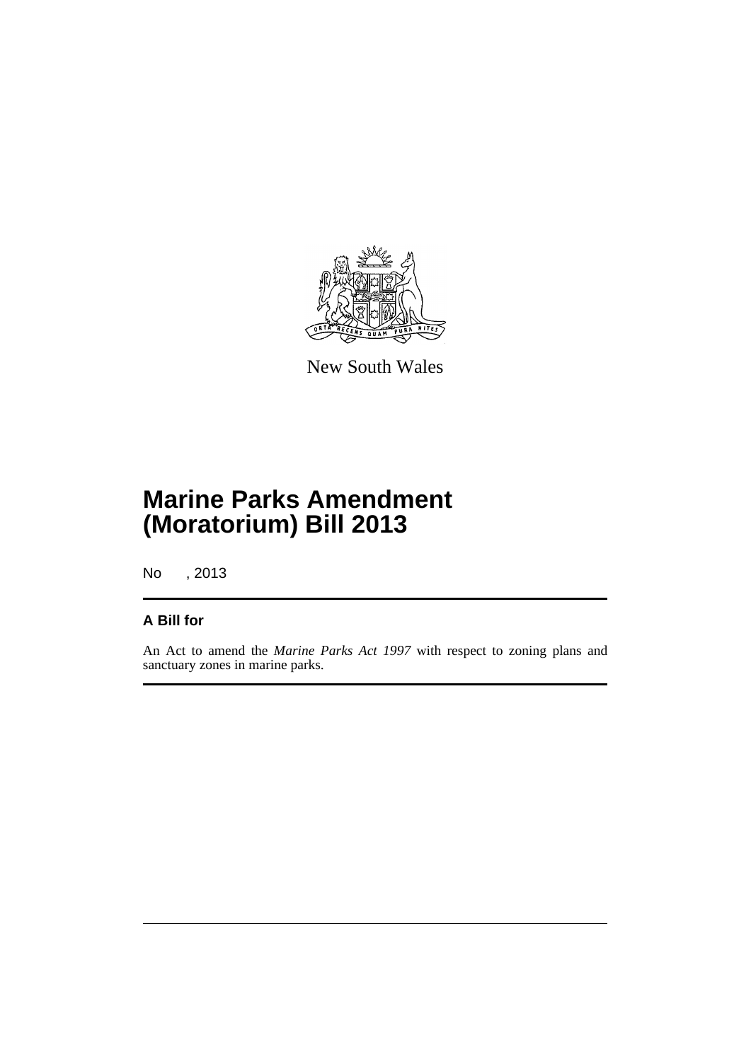New South Wales

# Marine Parks Amendment (Moratorium) Bill 2013

No , 2013

## A Bill for

An Act to amend the *Marine Parks Act 1997* with respect to zoning plans and sanctuary zones in marine parks.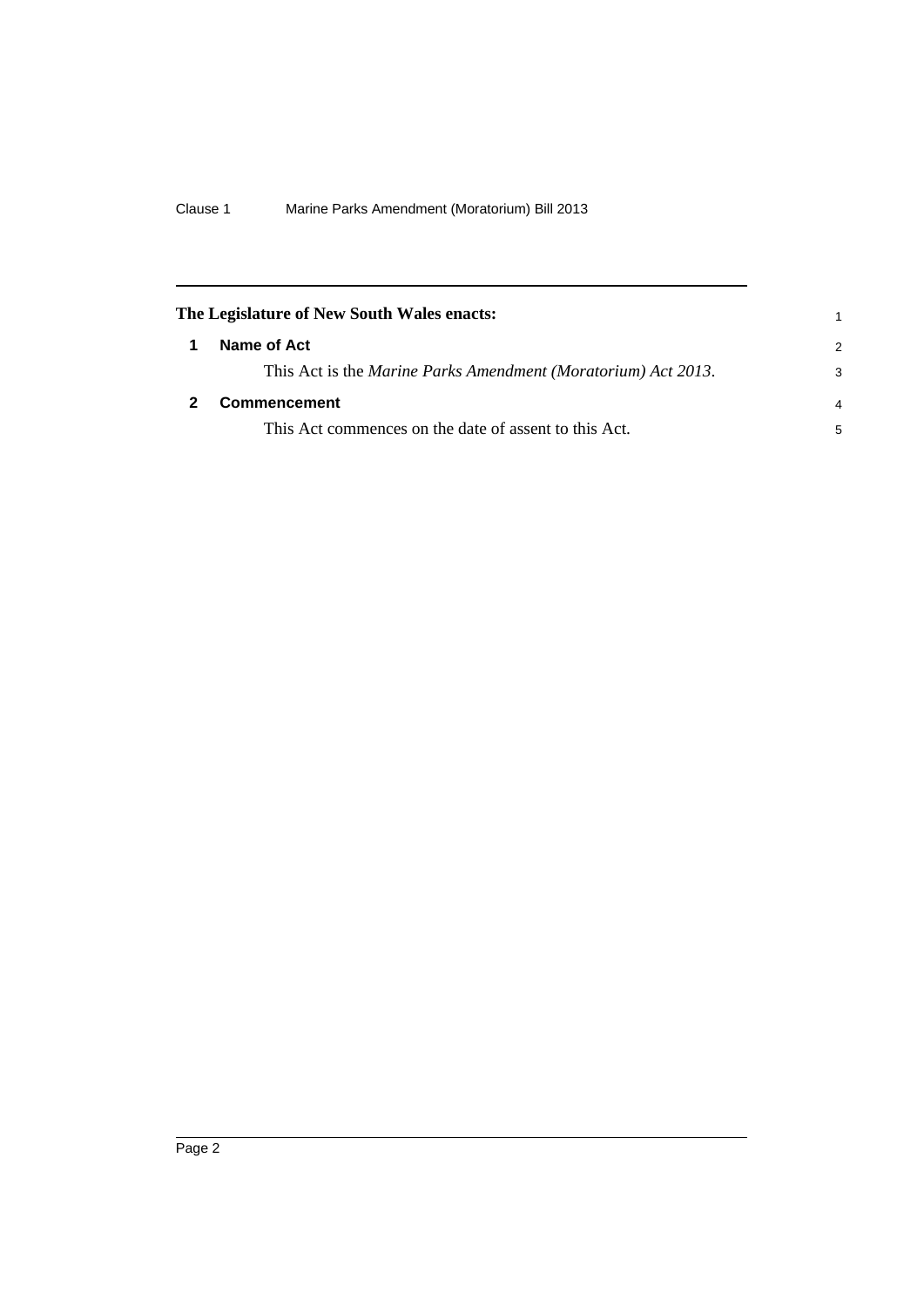**The Legislature of New South Wales enacts:**

## 1 Name of Act

This Act is the *Marine Parks Amendment (Moratorium) Act 2013*.

## 2 Commencement

This Act commences on the date of assent to this Act.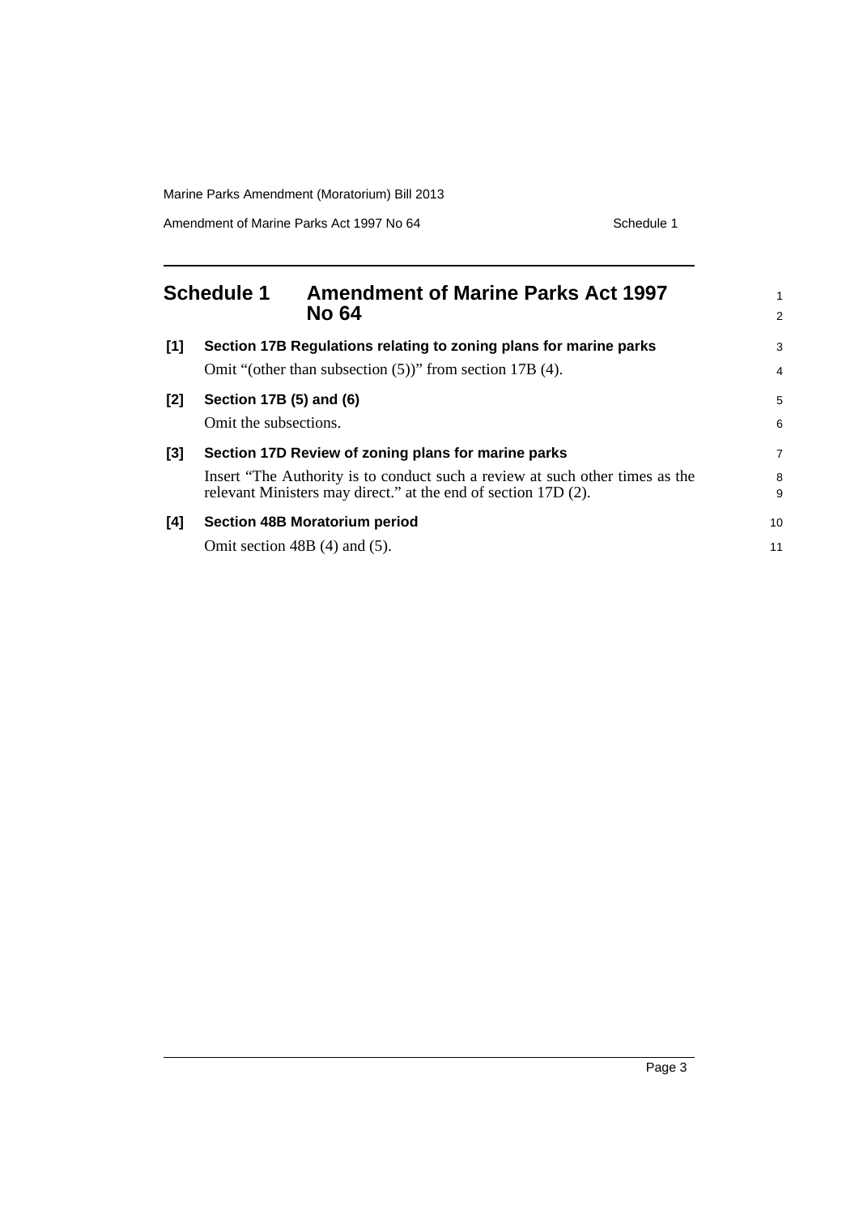## Schedule 1 Amendment of Marine Parks Act 1997 No 64

**[1] Section 17B Regulations relating to zoning plans for marine parks**

Omit "(other than subsection (5))" from section 17B (4).

**[2] Section 17B (5) and (6)**

Omit the subsections.

**[3] Section 17D Review of zoning plans for marine parks**

Insert "The Authority is to conduct such a review at such other times as the relevant Ministers may direct." at the end of section 17D (2).

**[4] Section 48B Moratorium period**

Omit section 48B (4) and (5).